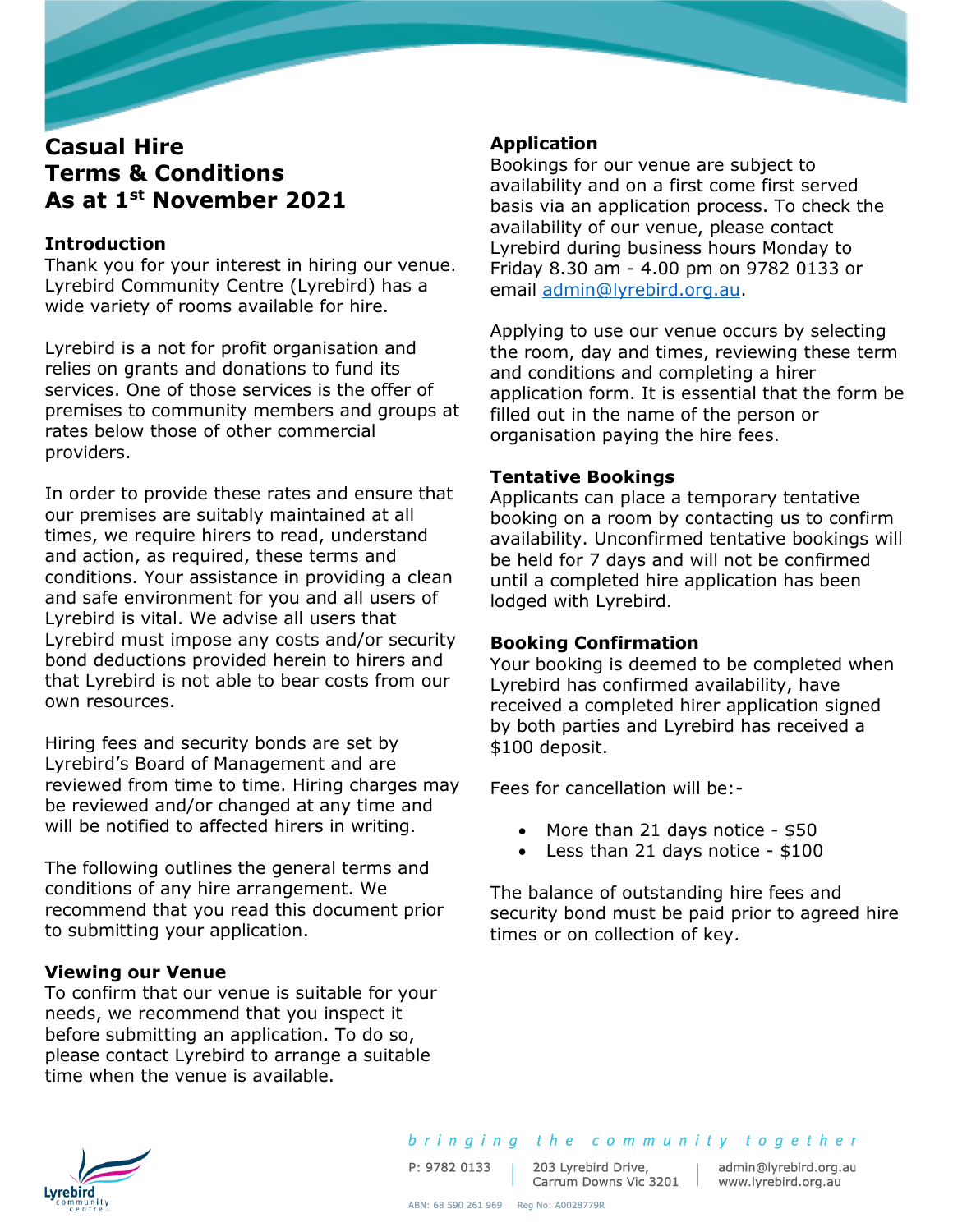# Casual Hire Terms & Conditions As at 1st November 2021

## Introduction

Thank you for your interest in hiring our venue. Lyrebird Community Centre (Lyrebird) has a wide variety of rooms available for hire.

Lyrebird is a not for profit organisation and relies on grants and donations to fund its services. One of those services is the offer of premises to community members and groups at rates below those of other commercial providers.

In order to provide these rates and ensure that our premises are suitably maintained at all times, we require hirers to read, understand and action, as required, these terms and conditions. Your assistance in providing a clean and safe environment for you and all users of Lyrebird is vital. We advise all users that Lyrebird must impose any costs and/or security bond deductions provided herein to hirers and that Lyrebird is not able to bear costs from our own resources.

Hiring fees and security bonds are set by Lyrebird's Board of Management and are reviewed from time to time. Hiring charges may be reviewed and/or changed at any time and will be notified to affected hirers in writing.

The following outlines the general terms and conditions of any hire arrangement. We recommend that you read this document prior to submitting your application.

## Viewing our Venue

To confirm that our venue is suitable for your needs, we recommend that you inspect it before submitting an application. To do so, please contact Lyrebird to arrange a suitable time when the venue is available.

## Application

Bookings for our venue are subject to availability and on a first come first served basis via an application process. To check the availability of our venue, please contact Lyrebird during business hours Monday to Friday 8.30 am - 4.00 pm on 9782 0133 or email admin@lyrebird.org.au.

Applying to use our venue occurs by selecting the room, day and times, reviewing these term and conditions and completing a hirer application form. It is essential that the form be filled out in the name of the person or organisation paying the hire fees.

## Tentative Bookings

Applicants can place a temporary tentative booking on a room by contacting us to confirm availability. Unconfirmed tentative bookings will be held for 7 days and will not be confirmed until a completed hire application has been lodged with Lyrebird.

## Booking Confirmation

Your booking is deemed to be completed when Lyrebird has confirmed availability, have received a completed hirer application signed by both parties and Lyrebird has received a $100 deposit.

Fees for cancellation will be:-

- More than 21 days notice - $50
- Less than 21 days notice - $100

The balance of outstanding hire fees and security bond must be paid prior to agreed hire times or on collection of key.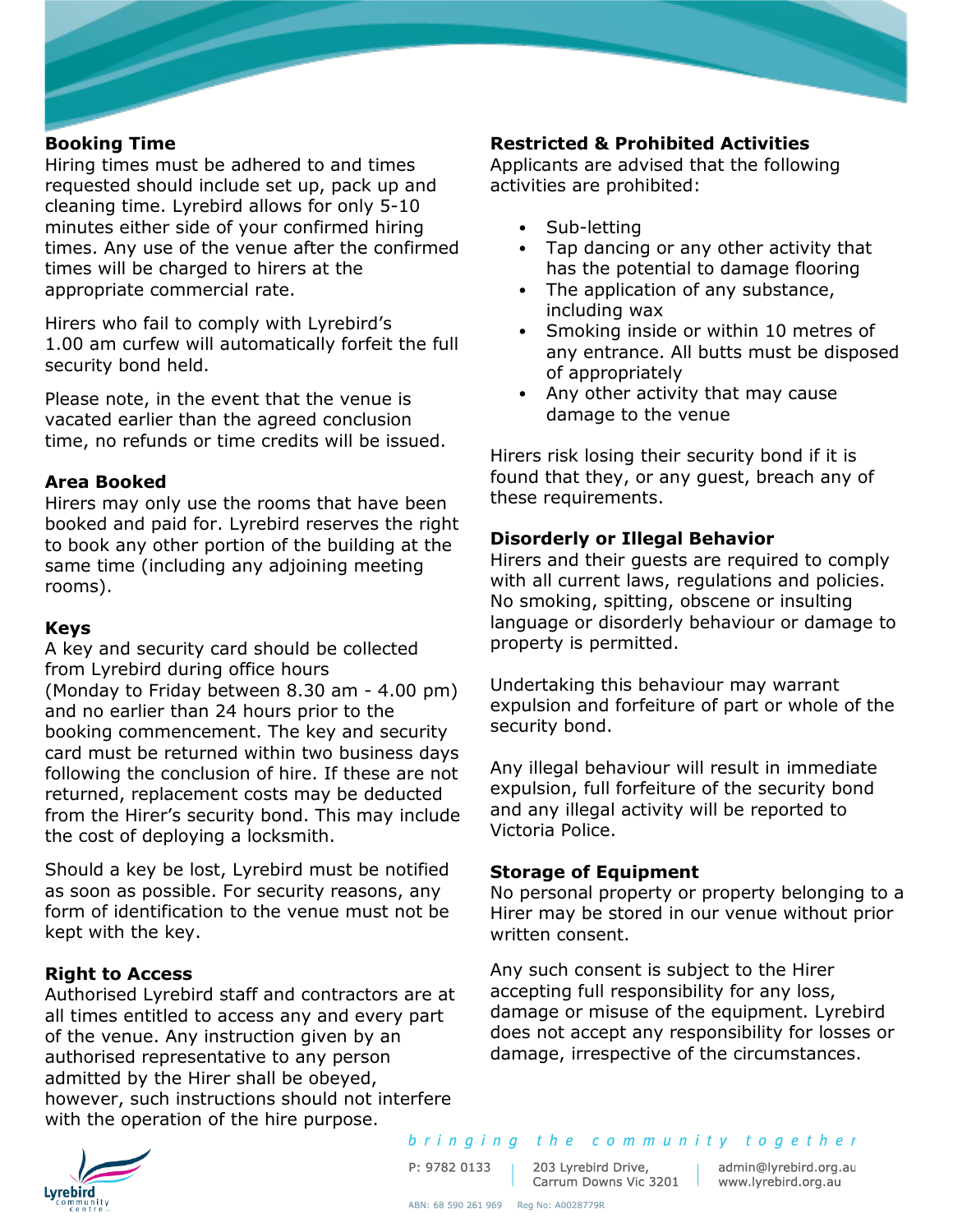## Booking Time

Hiring times must be adhered to and times requested should include set up, pack up and cleaning time. Lyrebird allows for only 5-10 minutes either side of your confirmed hiring times. Any use of the venue after the confirmed times will be charged to hirers at the appropriate commercial rate.

Hirers who fail to comply with Lyrebird's 1.00 am curfew will automatically forfeit the full security bond held.

Please note, in the event that the venue is vacated earlier than the agreed conclusion time, no refunds or time credits will be issued.

## Area Booked

Hirers may only use the rooms that have been booked and paid for. Lyrebird reserves the right to book any other portion of the building at the same time (including any adjoining meeting rooms).

## Keys

A key and security card should be collected from Lyrebird during office hours (Monday to Friday between 8.30 am - 4.00 pm) and no earlier than 24 hours prior to the booking commencement. The key and security card must be returned within two business days following the conclusion of hire. If these are not returned, replacement costs may be deducted from the Hirer's security bond. This may include the cost of deploying a locksmith.

Should a key be lost, Lyrebird must be notified as soon as possible. For security reasons, any form of identification to the venue must not be kept with the key.

## Right to Access

Authorised Lyrebird staff and contractors are at all times entitled to access any and every part of the venue. Any instruction given by an authorised representative to any person admitted by the Hirer shall be obeyed, however, such instructions should not interfere with the operation of the hire purpose.

## Restricted & Prohibited Activities

Applicants are advised that the following activities are prohibited:

- Sub-letting
- Tap dancing or any other activity that has the potential to damage flooring
- The application of any substance, including wax
- Smoking inside or within 10 metres of any entrance. All butts must be disposed of appropriately
- Any other activity that may cause damage to the venue

Hirers risk losing their security bond if it is found that they, or any guest, breach any of these requirements.

## Disorderly or Illegal Behavior

Hirers and their guests are required to comply with all current laws, regulations and policies. No smoking, spitting, obscene or insulting language or disorderly behaviour or damage to property is permitted.

Undertaking this behaviour may warrant expulsion and forfeiture of part or whole of the security bond.

Any illegal behaviour will result in immediate expulsion, full forfeiture of the security bond and any illegal activity will be reported to Victoria Police.

## Storage of Equipment

No personal property or property belonging to a Hirer may be stored in our venue without prior written consent.

Any such consent is subject to the Hirer accepting full responsibility for any loss, damage or misuse of the equipment. Lyrebird does not accept any responsibility for losses or damage, irrespective of the circumstances.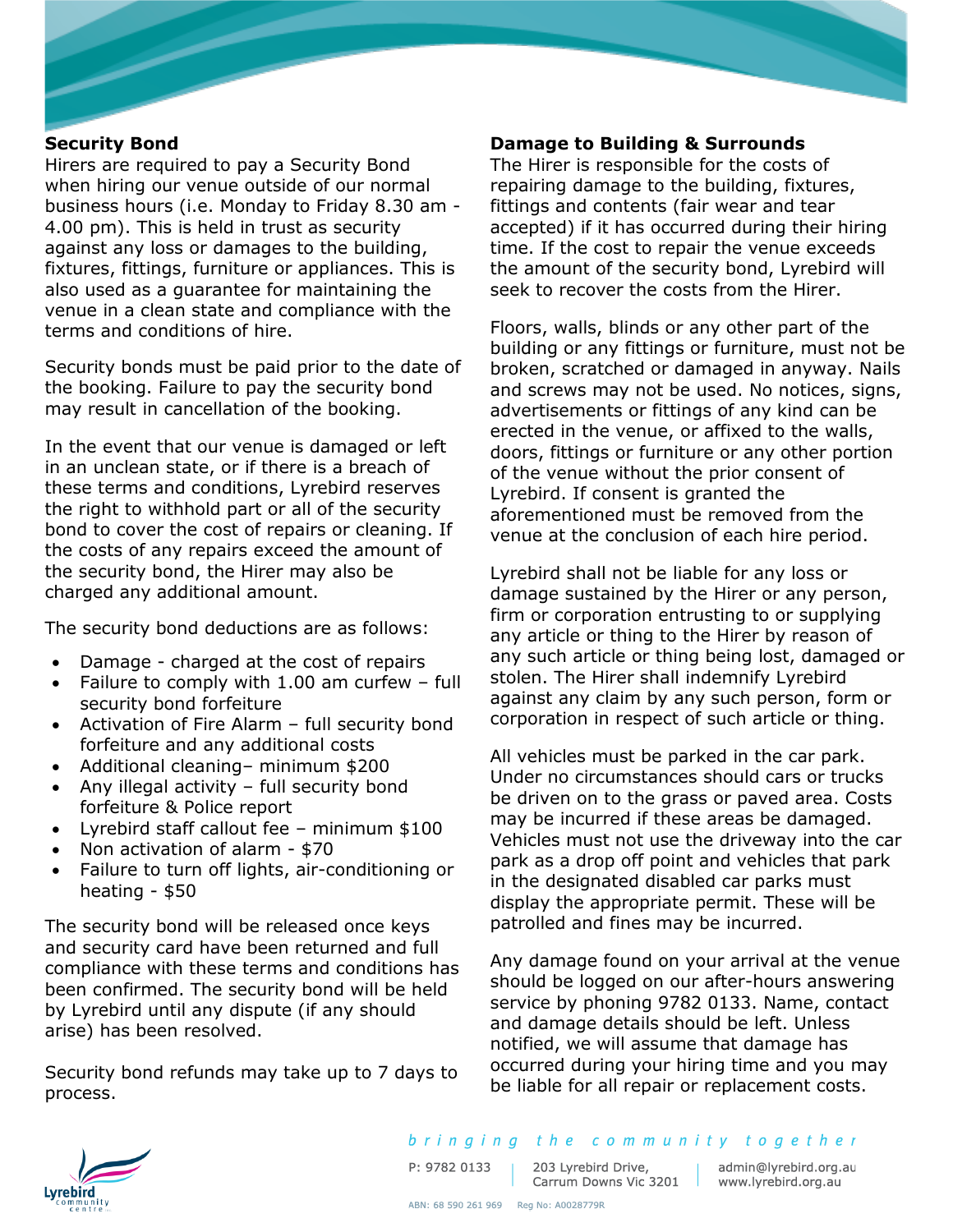## Security Bond

Hirers are required to pay a Security Bond when hiring our venue outside of our normal business hours (i.e. Monday to Friday 8.30 am - 4.00 pm). This is held in trust as security against any loss or damages to the building, fixtures, fittings, furniture or appliances. This is also used as a guarantee for maintaining the venue in a clean state and compliance with the terms and conditions of hire.

Security bonds must be paid prior to the date of the booking. Failure to pay the security bond may result in cancellation of the booking.

In the event that our venue is damaged or left in an unclean state, or if there is a breach of these terms and conditions, Lyrebird reserves the right to withhold part or all of the security bond to cover the cost of repairs or cleaning. If the costs of any repairs exceed the amount of the security bond, the Hirer may also be charged any additional amount.

The security bond deductions are as follows:

- Damage - charged at the cost of repairs
- Failure to comply with 1.00 am curfew – full security bond forfeiture
- Activation of Fire Alarm – full security bond forfeiture and any additional costs
- Additional cleaning– minimum $200
- Any illegal activity – full security bond forfeiture & Police report
- Lyrebird staff callout fee – minimum $100
- Non activation of alarm - $70
- Failure to turn off lights, air-conditioning or heating - $50

The security bond will be released once keys and security card have been returned and full compliance with these terms and conditions has been confirmed. The security bond will be held by Lyrebird until any dispute (if any should arise) has been resolved.

Security bond refunds may take up to 7 days to process.

## Damage to Building & Surrounds

The Hirer is responsible for the costs of repairing damage to the building, fixtures, fittings and contents (fair wear and tear accepted) if it has occurred during their hiring time. If the cost to repair the venue exceeds the amount of the security bond, Lyrebird will seek to recover the costs from the Hirer.

Floors, walls, blinds or any other part of the building or any fittings or furniture, must not be broken, scratched or damaged in anyway. Nails and screws may not be used. No notices, signs, advertisements or fittings of any kind can be erected in the venue, or affixed to the walls, doors, fittings or furniture or any other portion of the venue without the prior consent of Lyrebird. If consent is granted the aforementioned must be removed from the venue at the conclusion of each hire period.

Lyrebird shall not be liable for any loss or damage sustained by the Hirer or any person, firm or corporation entrusting to or supplying any article or thing to the Hirer by reason of any such article or thing being lost, damaged or stolen. The Hirer shall indemnify Lyrebird against any claim by any such person, form or corporation in respect of such article or thing.

All vehicles must be parked in the car park. Under no circumstances should cars or trucks be driven on to the grass or paved area. Costs may be incurred if these areas be damaged. Vehicles must not use the driveway into the car park as a drop off point and vehicles that park in the designated disabled car parks must display the appropriate permit. These will be patrolled and fines may be incurred.

Any damage found on your arrival at the venue should be logged on our after-hours answering service by phoning 9782 0133. Name, contact and damage details should be left. Unless notified, we will assume that damage has occurred during your hiring time and you may be liable for all repair or replacement costs.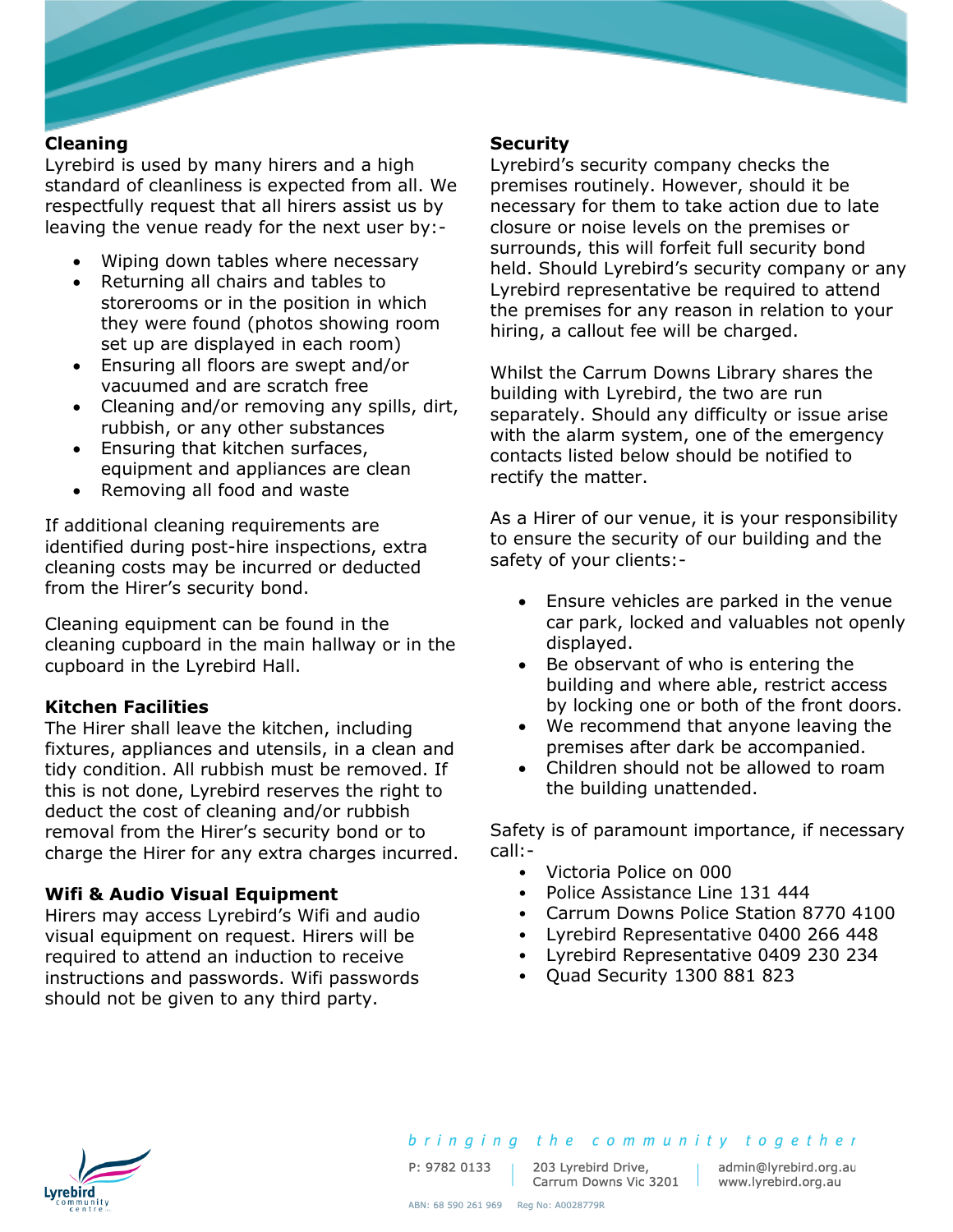## Cleaning

Lyrebird is used by many hirers and a high standard of cleanliness is expected from all. We respectfully request that all hirers assist us by leaving the venue ready for the next user by:-

- Wiping down tables where necessary
- Returning all chairs and tables to storerooms or in the position in which they were found (photos showing room set up are displayed in each room)
- Ensuring all floors are swept and/or vacuumed and are scratch free
- Cleaning and/or removing any spills, dirt, rubbish, or any other substances
- Ensuring that kitchen surfaces, equipment and appliances are clean
- Removing all food and waste

If additional cleaning requirements are identified during post-hire inspections, extra cleaning costs may be incurred or deducted from the Hirer's security bond.

Cleaning equipment can be found in the cleaning cupboard in the main hallway or in the cupboard in the Lyrebird Hall.

## Kitchen Facilities

The Hirer shall leave the kitchen, including fixtures, appliances and utensils, in a clean and tidy condition. All rubbish must be removed. If this is not done, Lyrebird reserves the right to deduct the cost of cleaning and/or rubbish removal from the Hirer's security bond or to charge the Hirer for any extra charges incurred.

## Wifi & Audio Visual Equipment

Hirers may access Lyrebird's Wifi and audio visual equipment on request. Hirers will be required to attend an induction to receive instructions and passwords. Wifi passwords should not be given to any third party.

## Security

Lyrebird's security company checks the premises routinely. However, should it be necessary for them to take action due to late closure or noise levels on the premises or surrounds, this will forfeit full security bond held. Should Lyrebird's security company or any Lyrebird representative be required to attend the premises for any reason in relation to your hiring, a callout fee will be charged.

Whilst the Carrum Downs Library shares the building with Lyrebird, the two are run separately. Should any difficulty or issue arise with the alarm system, one of the emergency contacts listed below should be notified to rectify the matter.

As a Hirer of our venue, it is your responsibility to ensure the security of our building and the safety of your clients:-

- Ensure vehicles are parked in the venue car park, locked and valuables not openly displayed.
- Be observant of who is entering the building and where able, restrict access by locking one or both of the front doors.
- We recommend that anyone leaving the premises after dark be accompanied.
- Children should not be allowed to roam the building unattended.

Safety is of paramount importance, if necessary call:-

- Victoria Police on 000
- Police Assistance Line 131 444
- Carrum Downs Police Station 8770 4100
- Lyrebird Representative 0400 266 448
- Lyrebird Representative 0409 230 234
- Quad Security 1300 881 823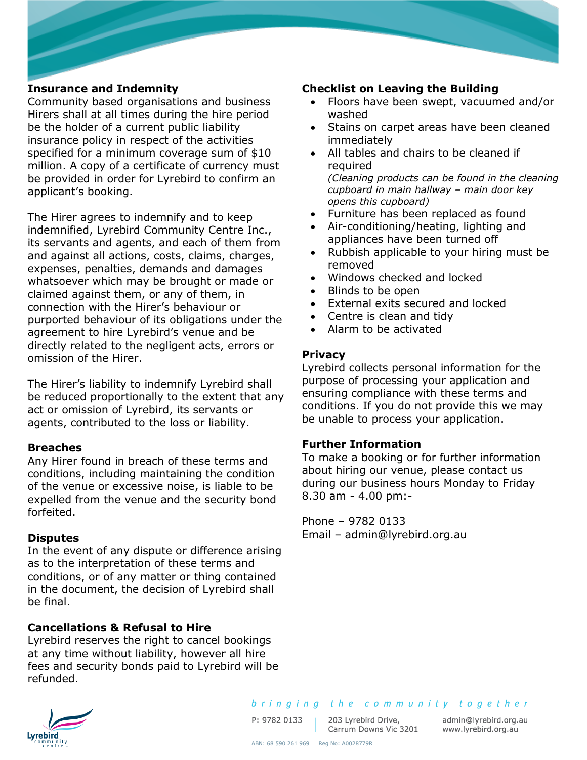## Insurance and Indemnity

Community based organisations and business Hirers shall at all times during the hire period be the holder of a current public liability insurance policy in respect of the activities specified for a minimum coverage sum of $10 million. A copy of a certificate of currency must be provided in order for Lyrebird to confirm an applicant's booking.

The Hirer agrees to indemnify and to keep indemnified, Lyrebird Community Centre Inc., its servants and agents, and each of them from and against all actions, costs, claims, charges, expenses, penalties, demands and damages whatsoever which may be brought or made or claimed against them, or any of them, in connection with the Hirer's behaviour or purported behaviour of its obligations under the agreement to hire Lyrebird's venue and be directly related to the negligent acts, errors or omission of the Hirer.

The Hirer's liability to indemnify Lyrebird shall be reduced proportionally to the extent that any act or omission of Lyrebird, its servants or agents, contributed to the loss or liability.

## Breaches

Any Hirer found in breach of these terms and conditions, including maintaining the condition of the venue or excessive noise, is liable to be expelled from the venue and the security bond forfeited.

## Disputes

In the event of any dispute or difference arising as to the interpretation of these terms and conditions, or of any matter or thing contained in the document, the decision of Lyrebird shall be final.

## Cancellations & Refusal to Hire

Lyrebird reserves the right to cancel bookings at any time without liability, however all hire fees and security bonds paid to Lyrebird will be refunded.

## Checklist on Leaving the Building

- Floors have been swept, vacuumed and/or washed
- Stains on carpet areas have been cleaned immediately
- All tables and chairs to be cleaned if required
  *(Cleaning products can be found in the cleaning cupboard in main hallway – main door key opens this cupboard)*
- Furniture has been replaced as found
- Air-conditioning/heating, lighting and appliances have been turned off
- Rubbish applicable to your hiring must be removed
- Windows checked and locked
- Blinds to be open
- External exits secured and locked
- Centre is clean and tidy
- Alarm to be activated

## Privacy

Lyrebird collects personal information for the purpose of processing your application and ensuring compliance with these terms and conditions. If you do not provide this we may be unable to process your application.

## Further Information

To make a booking or for further information about hiring our venue, please contact us during our business hours Monday to Friday 8.30 am - 4.00 pm:-

Phone – 9782 0133
Email – admin@lyrebird.org.au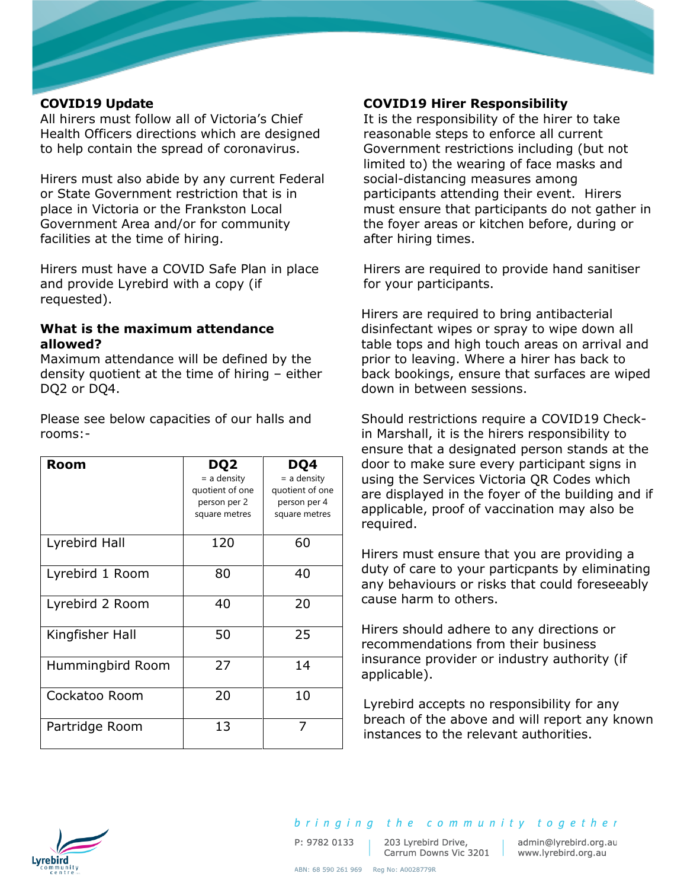**COVID19 Update**

All hirers must follow all of Victoria's Chief Health Officers directions which are designed to help contain the spread of coronavirus.

Hirers must also abide by any current Federal or State Government restriction that is in place in Victoria or the Frankston Local Government Area and/or for community facilities at the time of hiring.

Hirers must have a COVID Safe Plan in place and provide Lyrebird with a copy (if requested).

**What is the maximum attendance allowed?**

Maximum attendance will be defined by the density quotient at the time of hiring – either DQ2 or DQ4.

Please see below capacities of our halls and rooms:-

| Room | DQ2 = a density quotient of one person per 2 square metres | DQ4 = a density quotient of one person per 4 square metres |
|---|---|---|
| Lyrebird Hall | 120 | 60 |
| Lyrebird 1 Room | 80 | 40 |
| Lyrebird 2 Room | 40 | 20 |
| Kingfisher Hall | 50 | 25 |
| Hummingbird Room | 27 | 14 |
| Cockatoo Room | 20 | 10 |
| Partridge Room | 13 | 7 |

**COVID19 Hirer Responsibility**

It is the responsibility of the hirer to take reasonable steps to enforce all current Government restrictions including (but not limited to) the wearing of face masks and social-distancing measures among participants attending their event. Hirers must ensure that participants do not gather in the foyer areas or kitchen before, during or after hiring times.

Hirers are required to provide hand sanitiser for your participants.

Hirers are required to bring antibacterial disinfectant wipes or spray to wipe down all table tops and high touch areas on arrival and prior to leaving. Where a hirer has back to back bookings, ensure that surfaces are wiped down in between sessions.

Should restrictions require a COVID19 Check-in Marshall, it is the hirers responsibility to ensure that a designated person stands at the door to make sure every participant signs in using the Services Victoria QR Codes which are displayed in the foyer of the building and if applicable, proof of vaccination may also be required.

Hirers must ensure that you are providing a duty of care to your particpants by eliminating any behaviours or risks that could foreseeably cause harm to others.

Hirers should adhere to any directions or recommendations from their business insurance provider or industry authority (if applicable).

Lyrebird accepts no responsibility for any breach of the above and will report any known instances to the relevant authorities.

*bringing the community together*

P: 9782 0133 | 203 Lyrebird Drive, Carrum Downs Vic 3201 | admin@lyrebird.org.au www.lyrebird.org.au

ABN: 68 590 261 969 Reg No: A0028779R